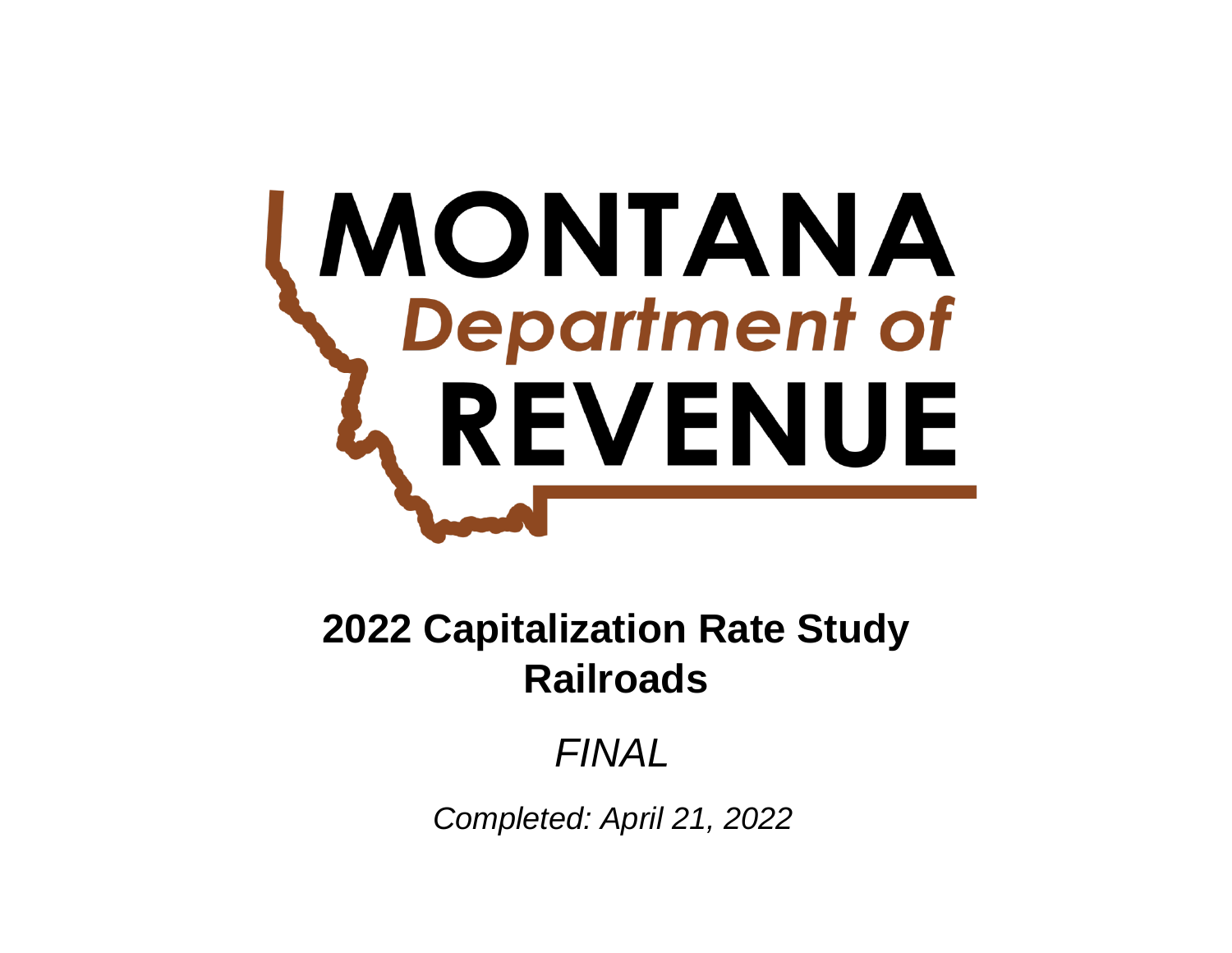MONTANA
*Department of*
REVENUE

# 2022 Capitalization Rate Study
# Railroads

*FINAL*

*Completed: April 21, 2022*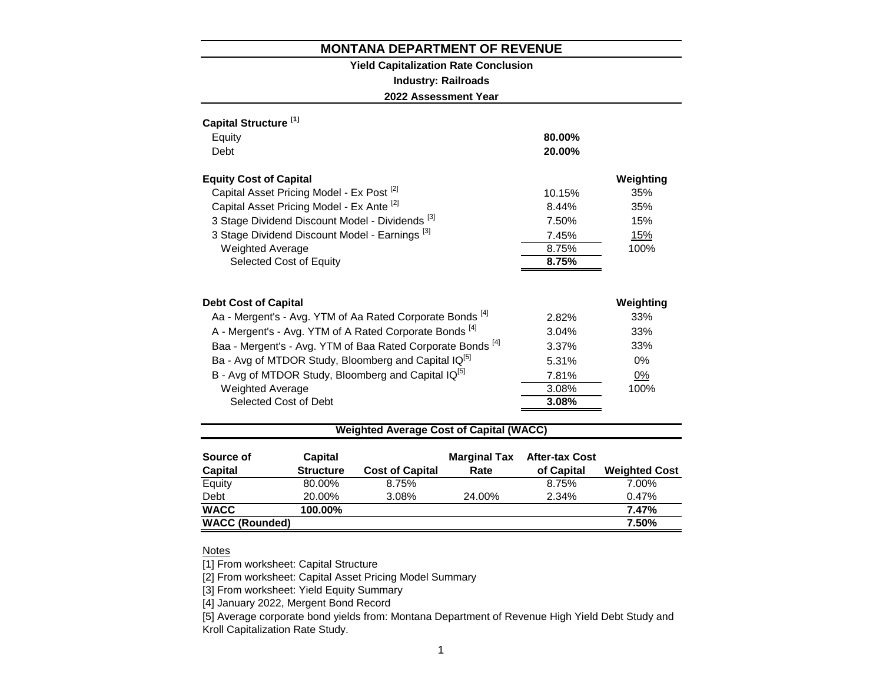# MONTANA DEPARTMENT OF REVENUE

**Yield Capitalization Rate Conclusion**

**Industry: Railroads**

**2022 Assessment Year**

| **Capital Structure** [1] | | |
|---|---|---|
| Equity | **80.00%** | |
| Debt | **20.00%** | |

| **Equity Cost of Capital** | | **Weighting** |
|---|---|---|
| Capital Asset Pricing Model - Ex Post [2] | 10.15% | 35% |
| Capital Asset Pricing Model - Ex Ante [2] | 8.44% | 35% |
| 3 Stage Dividend Discount Model - Dividends [3] | 7.50% | 15% |
| 3 Stage Dividend Discount Model - Earnings [3] | 7.45% | 15% |
| Weighted Average | 8.75% | 100% |
| Selected Cost of Equity | **8.75%** | |

| **Debt Cost of Capital** | | **Weighting** |
|---|---|---|
| Aa - Mergent's - Avg. YTM of Aa Rated Corporate Bonds [4] | 2.82% | 33% |
| A - Mergent's - Avg. YTM of A Rated Corporate Bonds [4] | 3.04% | 33% |
| Baa - Mergent's - Avg. YTM of Baa Rated Corporate Bonds [4] | 3.37% | 33% |
| Ba - Avg of MTDOR Study, Bloomberg and Capital IQ[5] | 5.31% | 0% |
| B - Avg of MTDOR Study, Bloomberg and Capital IQ[5] | 7.81% | 0% |
| Weighted Average | 3.08% | 100% |
| Selected Cost of Debt | **3.08%** | |

## Weighted Average Cost of Capital (WACC)

| Source of Capital | Capital Structure | Cost of Capital | Marginal Tax Rate | After-tax Cost of Capital | Weighted Cost |
|---|---|---|---|---|---|
| Equity | 80.00% | 8.75% | | 8.75% | 7.00% |
| Debt | 20.00% | 3.08% | 24.00% | 2.34% | 0.47% |
| **WACC** | **100.00%** | | | | **7.47%** |
| **WACC (Rounded)** | | | | | **7.50%** |

Notes

[1] From worksheet: Capital Structure

[2] From worksheet: Capital Asset Pricing Model Summary

[3] From worksheet: Yield Equity Summary

[4] January 2022, Mergent Bond Record

[5] Average corporate bond yields from: Montana Department of Revenue High Yield Debt Study and Kroll Capitalization Rate Study.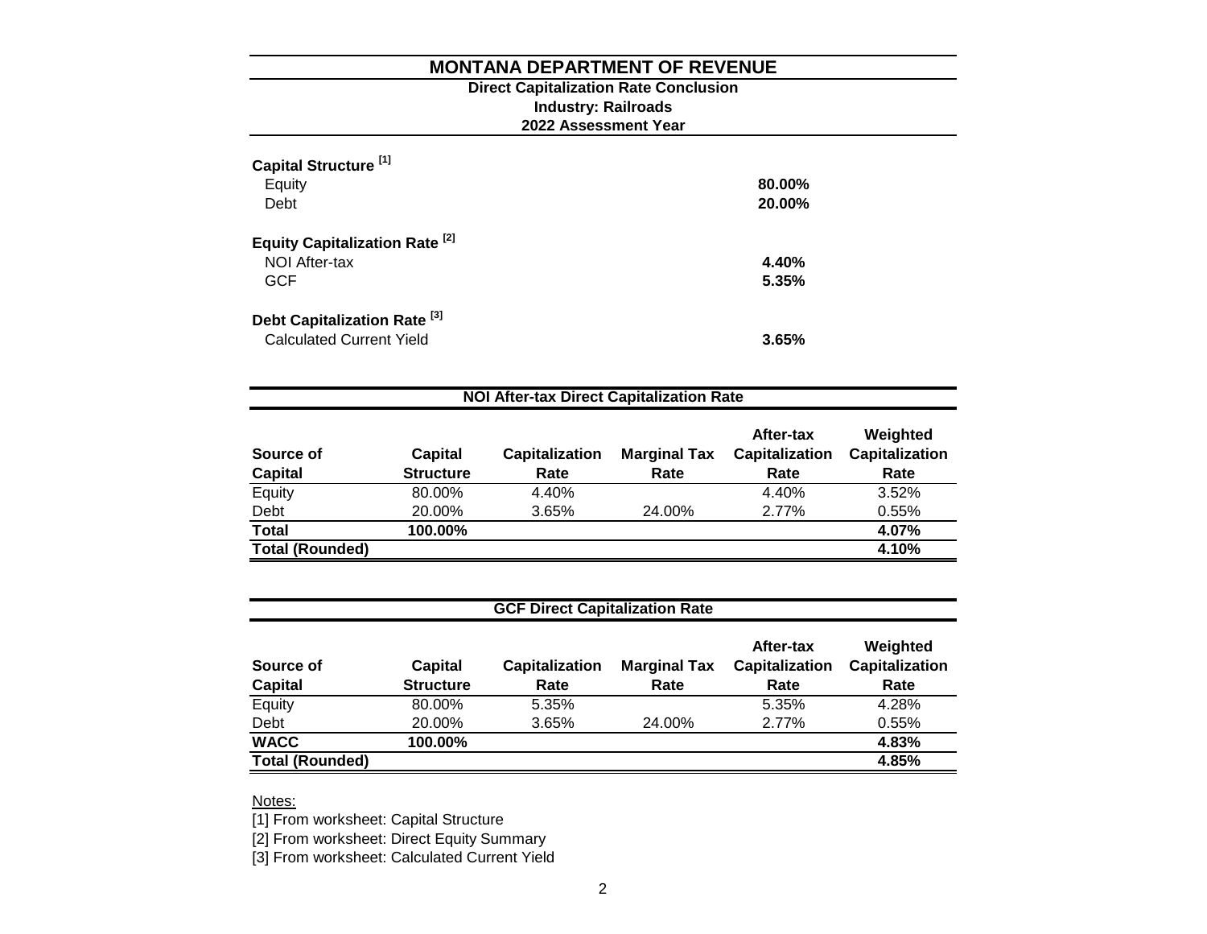# MONTANA DEPARTMENT OF REVENUE

**Direct Capitalization Rate Conclusion**
**Industry: Railroads**
**2022 Assessment Year**

**Capital Structure [1]**

| | |
|---|---|
| Equity | **80.00%** |
| Debt | **20.00%** |

**Equity Capitalization Rate [2]**

| | |
|---|---|
| NOI After-tax | **4.40%** |
| GCF | **5.35%** |

**Debt Capitalization Rate [3]**

| | |
|---|---|
| Calculated Current Yield | **3.65%** |

**NOI After-tax Direct Capitalization Rate**

| Source of Capital | Capital Structure | Capitalization Rate | Marginal Tax Rate | After-tax Capitalization Rate | Weighted Capitalization Rate |
|---|---|---|---|---|---|
| Equity | 80.00% | 4.40% | | 4.40% | 3.52% |
| Debt | 20.00% | 3.65% | 24.00% | 2.77% | 0.55% |
| **Total** | **100.00%** | | | | **4.07%** |
| **Total (Rounded)** | | | | | **4.10%** |

**GCF Direct Capitalization Rate**

| Source of Capital | Capital Structure | Capitalization Rate | Marginal Tax Rate | After-tax Capitalization Rate | Weighted Capitalization Rate |
|---|---|---|---|---|---|
| Equity | 80.00% | 5.35% | | 5.35% | 4.28% |
| Debt | 20.00% | 3.65% | 24.00% | 2.77% | 0.55% |
| **WACC** | **100.00%** | | | | **4.83%** |
| **Total (Rounded)** | | | | | **4.85%** |

Notes:

[1] From worksheet: Capital Structure
[2] From worksheet: Direct Equity Summary
[3] From worksheet: Calculated Current Yield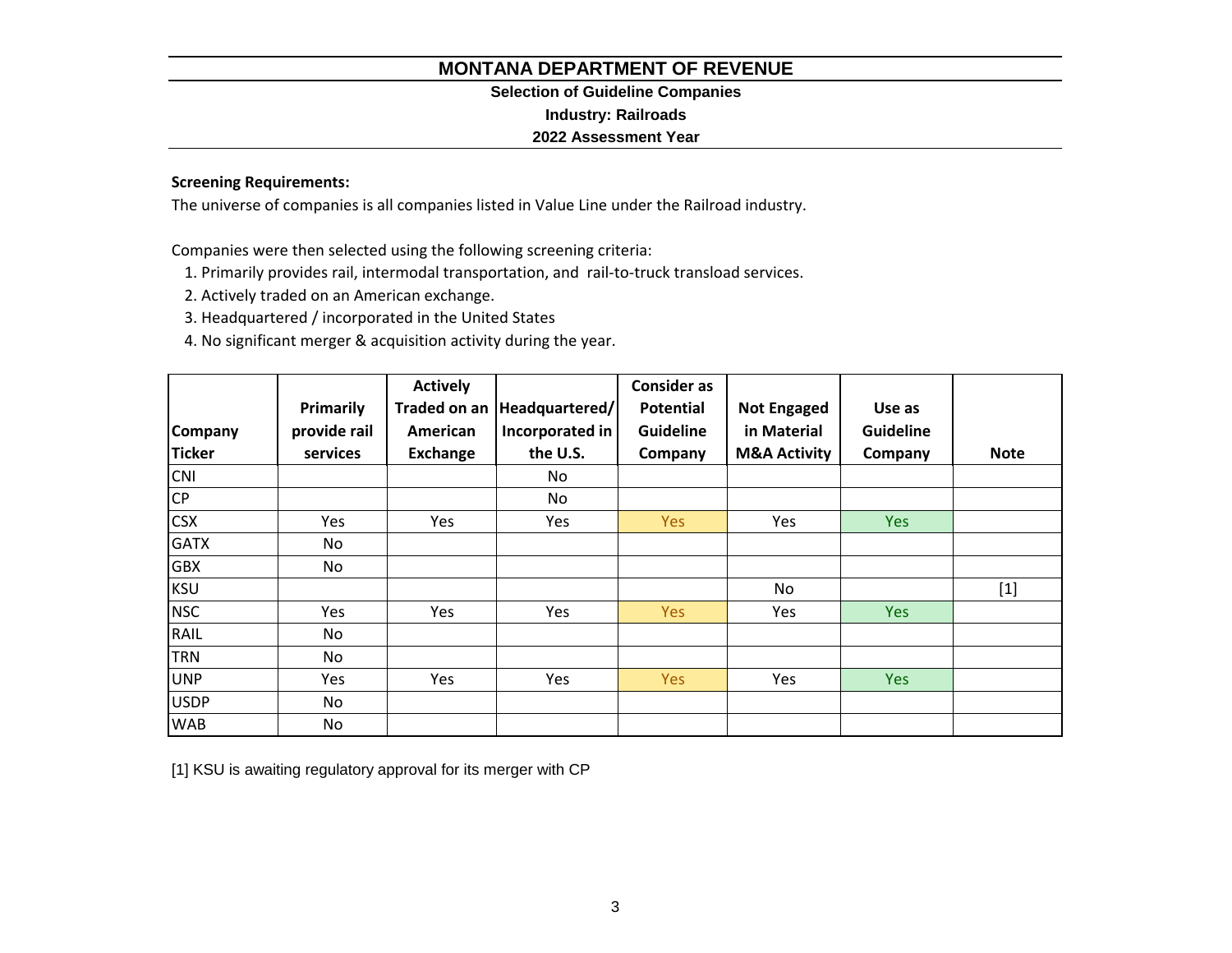# MONTANA DEPARTMENT OF REVENUE

### Selection of Guideline Companies

### Industry: Railroads

### 2022 Assessment Year

**Screening Requirements:**

The universe of companies is all companies listed in Value Line under the Railroad industry.

Companies were then selected using the following screening criteria:

1. Primarily provides rail, intermodal transportation, and rail-to-truck transload services.
2. Actively traded on an American exchange.
3. Headquartered / incorporated in the United States
4. No significant merger & acquisition activity during the year.

| Company Ticker | Primarily provide rail services | Actively Traded on an American Exchange | Headquartered/ Incorporated in the U.S. | Consider as Potential Guideline Company | Not Engaged in Material M&A Activity | Use as Guideline Company | Note |
|---|---|---|---|---|---|---|---|
| CNI | | | No | | | | |
| CP | | | No | | | | |
| CSX | Yes | Yes | Yes | Yes | Yes | Yes | |
| GATX | No | | | | | | |
| GBX | No | | | | | | |
| KSU | | | | | No | | [1] |
| NSC | Yes | Yes | Yes | Yes | Yes | Yes | |
| RAIL | No | | | | | | |
| TRN | No | | | | | | |
| UNP | Yes | Yes | Yes | Yes | Yes | Yes | |
| USDP | No | | | | | | |
| WAB | No | | | | | | |

[1] KSU is awaiting regulatory approval for its merger with CP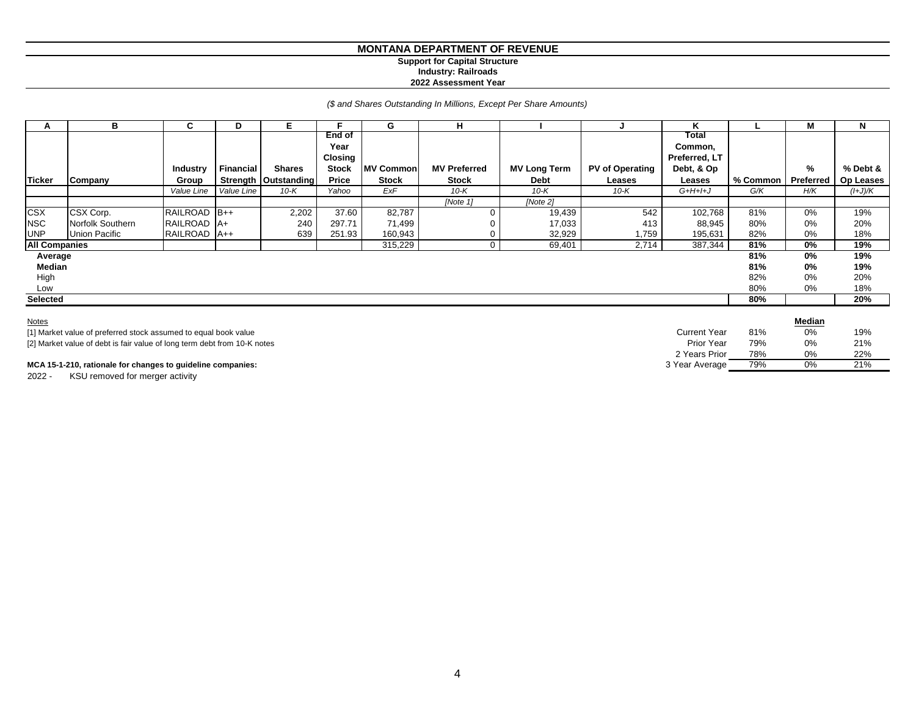# MONTANA DEPARTMENT OF REVENUE

**Support for Capital Structure**
**Industry: Railroads**
**2022 Assessment Year**

*($ and Shares Outstanding In Millions, Except Per Share Amounts)*

| A | B | C | D | E | F | G | H | I | J | K | L | M | N |
|---|---|---|---|---|---|---|---|---|---|---|---|---|---|
| Ticker | Company | Industry Group | Financial Strength | Shares Outstanding | End of Year Closing Stock Price | MV Common Stock | MV Preferred Stock | MV Long Term Debt | PV of Operating Leases | Total Common, Preferred, LT Debt, & Op Leases | % Common | % Preferred | % Debt & Op Leases |
| | | *Value Line* | *Value Line* | *10-K* | *Yahoo* | *ExF* | *10-K* | *10-K* | *10-K* | *G+H+I+J* | *G/K* | *H/K* | *(I+J)/K* |
| | | | | | | | *[Note 1]* | *[Note 2]* | | | | | |
| CSX | CSX Corp. | RAILROAD | B++ | 2,202 | 37.60 | 82,787 | 0 | 19,439 | 542 | 102,768 | 81% | 0% | 19% |
| NSC | Norfolk Southern | RAILROAD | A+ | 240 | 297.71 | 71,499 | 0 | 17,033 | 413 | 88,945 | 80% | 0% | 20% |
| UNP | Union Pacific | RAILROAD | A++ | 639 | 251.93 | 160,943 | 0 | 32,929 | 1,759 | 195,631 | 82% | 0% | 18% |
| **All Companies** | | | | | | 315,229 | 0 | 69,401 | 2,714 | 387,344 | **81%** | **0%** | **19%** |
| **Average** | | | | | | | | | | | **81%** | **0%** | **19%** |
| **Median** | | | | | | | | | | | **81%** | **0%** | **19%** |
| High | | | | | | | | | | | 82% | 0% | 20% |
| Low | | | | | | | | | | | 80% | 0% | 18% |
| **Selected** | | | | | | | | | | | **80%** | | **20%** |

Notes

[1] Market value of preferred stock assumed to equal book value

[2] Market value of debt is fair value of long term debt from 10-K notes

| | | **Median** | |
|---|---|---|---|
| Current Year | 81% | 0% | 19% |
| Prior Year | 79% | 0% | 21% |
| 2 Years Prior | 78% | 0% | 22% |
| 3 Year Average | 79% | 0% | 21% |

**MCA 15-1-210, rationale for changes to guideline companies:**

2022 - KSU removed for merger activity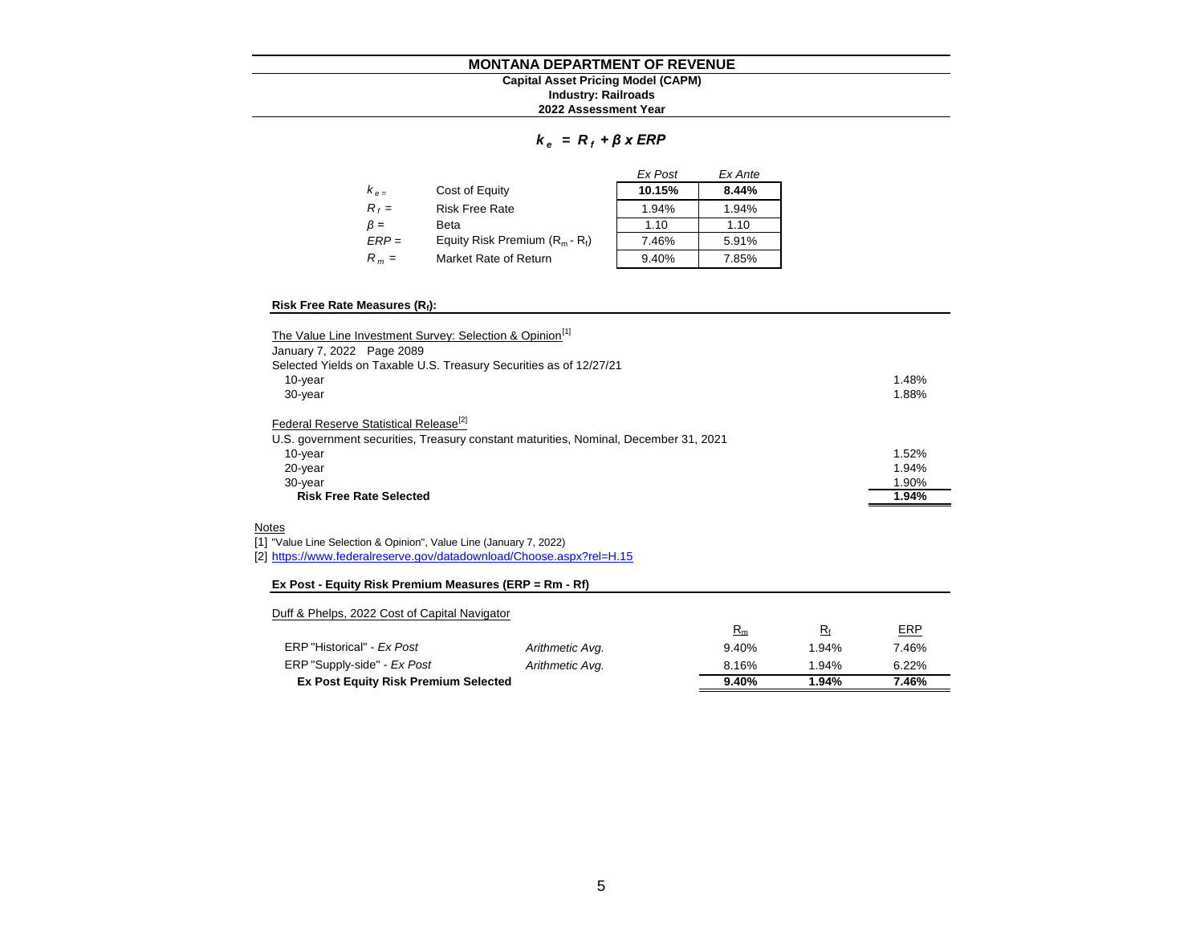# MONTANA DEPARTMENT OF REVENUE

**Capital Asset Pricing Model (CAPM)**
**Industry: Railroads**
**2022 Assessment Year**

$$k_e = R_f + \beta \times ERP$$

| | | *Ex Post* | *Ex Ante* |
|---|---|---|---|
| $k_e =$ | Cost of Equity | **10.15%** | **8.44%** |
| $R_f =$ | Risk Free Rate | 1.94% | 1.94% |
| $\beta =$ | Beta | 1.10 | 1.10 |
| $ERP =$ | Equity Risk Premium ($R_m$ - $R_f$) | 7.46% | 5.91% |
| $R_m =$ | Market Rate of Return | 9.40% | 7.85% |

### Risk Free Rate Measures ($R_f$):

The Value Line Investment Survey: Selection & Opinion[1]
January 7, 2022 Page 2089
Selected Yields on Taxable U.S. Treasury Securities as of 12/27/21

| | |
|---|---|
| 10-year | 1.48% |
| 30-year | 1.88% |

Federal Reserve Statistical Release[2]
U.S. government securities, Treasury constant maturities, Nominal, December 31, 2021

| | |
|---|---|
| 10-year | 1.52% |
| 20-year | 1.94% |
| 30-year | 1.90% |
| **Risk Free Rate Selected** | **1.94%** |

Notes
[1] "Value Line Selection & Opinion", Value Line (January 7, 2022)
[2] https://www.federalreserve.gov/datadownload/Choose.aspx?rel=H.15

### Ex Post - Equity Risk Premium Measures (ERP = Rm - Rf)

Duff & Phelps, 2022 Cost of Capital Navigator

| | | $R_m$ | $R_f$ | ERP |
|---|---|---|---|---|
| ERP "Historical" - *Ex Post* | *Arithmetic Avg.* | 9.40% | 1.94% | 7.46% |
| ERP "Supply-side" - *Ex Post* | *Arithmetic Avg.* | 8.16% | 1.94% | 6.22% |
| **Ex Post Equity Risk Premium Selected** | | **9.40%** | **1.94%** | **7.46%** |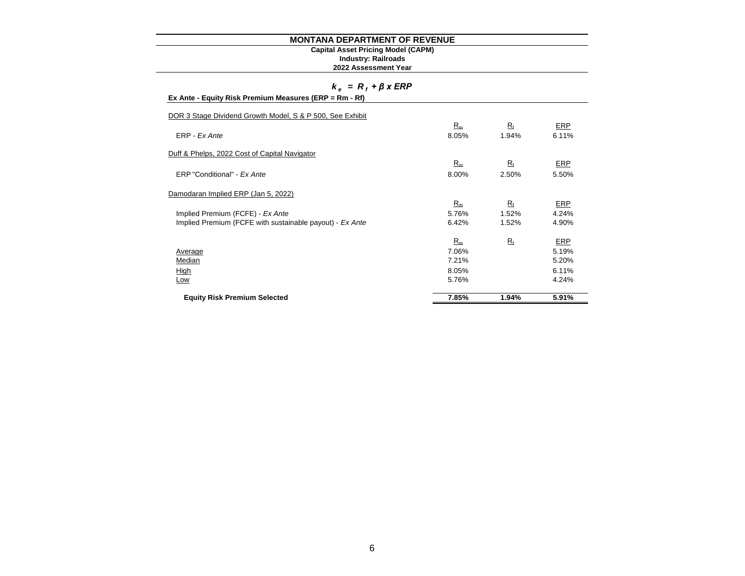# MONTANA DEPARTMENT OF REVENUE

**Capital Asset Pricing Model (CAPM)**
**Industry: Railroads**
**2022 Assessment Year**

$$k_e = R_f + \beta \times ERP$$

**Ex Ante - Equity Risk Premium Measures (ERP = Rm - Rf)**

| | $R_m$ | $R_f$ | ERP |
|---|---|---|---|
| DOR 3 Stage Dividend Growth Model, S & P 500, See Exhibit | | | |
| ERP - *Ex Ante* | 8.05% | 1.94% | 6.11% |
| Duff & Phelps, 2022 Cost of Capital Navigator | | | |
| ERP "Conditional" - *Ex Ante* | 8.00% | 2.50% | 5.50% |
| Damodaran Implied ERP (Jan 5, 2022) | | | |
| Implied Premium (FCFE) - *Ex Ante* | 5.76% | 1.52% | 4.24% |
| Implied Premium (FCFE with sustainable payout) - *Ex Ante* | 6.42% | 1.52% | 4.90% |
| Average | 7.06% | | 5.19% |
| Median | 7.21% | | 5.20% |
| High | 8.05% | | 6.11% |
| Low | 5.76% | | 4.24% |
| **Equity Risk Premium Selected** | **7.85%** | **1.94%** | **5.91%** |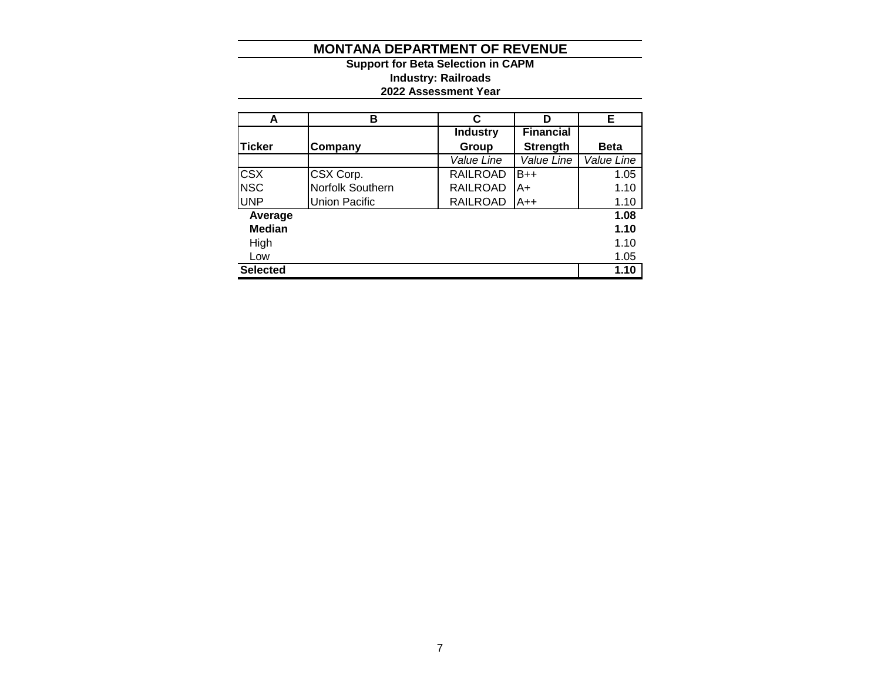# MONTANA DEPARTMENT OF REVENUE

### Support for Beta Selection in CAPM

### Industry: Railroads

### 2022 Assessment Year

| A | B | C | D | E |
|---|---|---|---|---|
| **Ticker** | **Company** | **Industry Group** | **Financial Strength** | **Beta** |
| | | *Value Line* | *Value Line* | *Value Line* |
| CSX | CSX Corp. | RAILROAD | B++ | 1.05 |
| NSC | Norfolk Southern | RAILROAD | A+ | 1.10 |
| UNP | Union Pacific | RAILROAD | A++ | 1.10 |
| **Average** | | | | **1.08** |
| **Median** | | | | **1.10** |
| High | | | | 1.10 |
| Low | | | | 1.05 |
| **Selected** | | | | **1.10** |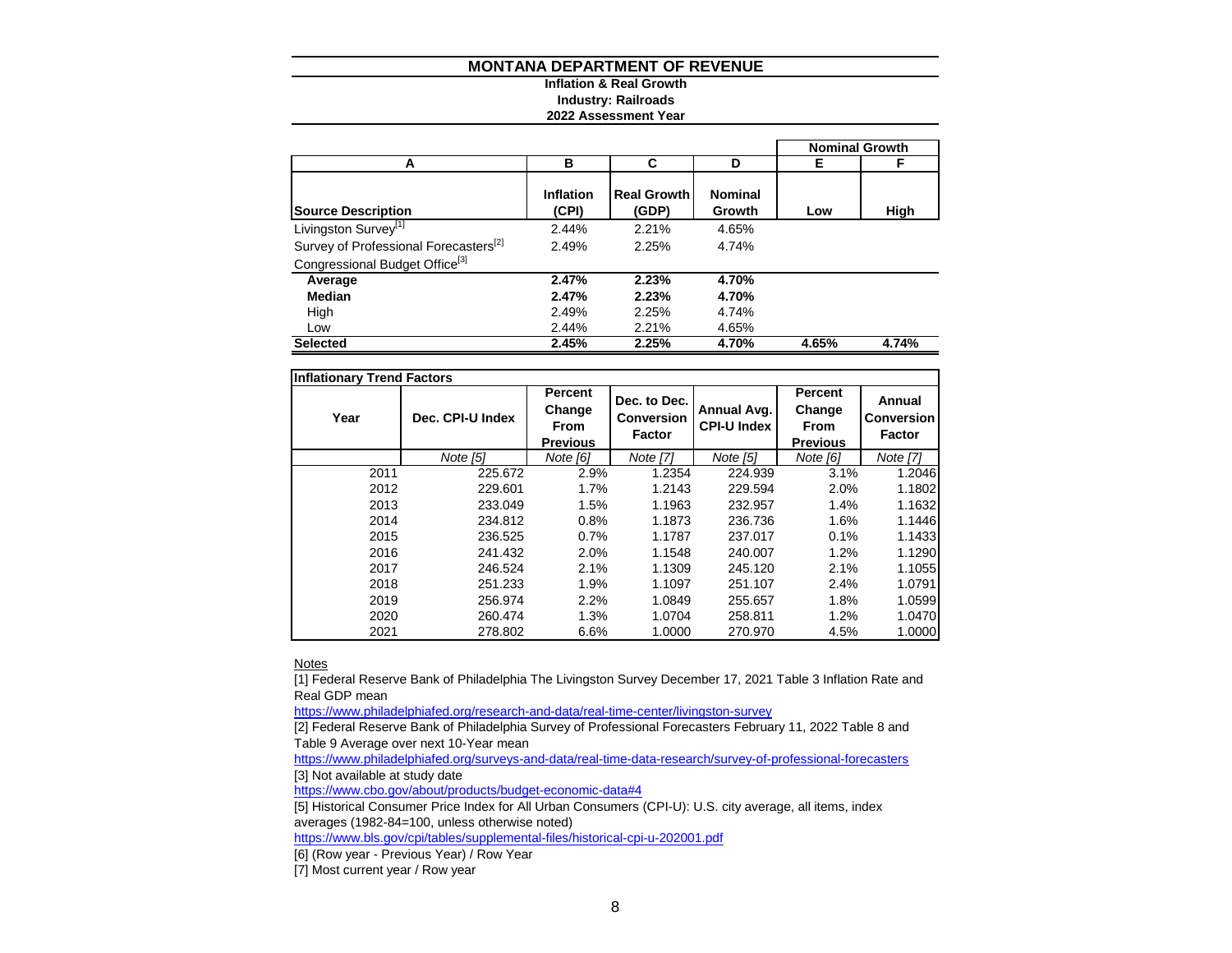# MONTANA DEPARTMENT OF REVENUE

**Inflation & Real Growth**
**Industry: Railroads**
**2022 Assessment Year**

| A | B | C | D | E | F |
|---|---|---|---|---|---|
| | | | | **Nominal Growth** | |
| **Source Description** | **Inflation (CPI)** | **Real Growth (GDP)** | **Nominal Growth** | **Low** | **High** |
| Livingston Survey[1] | 2.44% | 2.21% | 4.65% | | |
| Survey of Professional Forecasters[2] | 2.49% | 2.25% | 4.74% | | |
| Congressional Budget Office[3] | | | | | |
| **Average** | **2.47%** | **2.23%** | **4.70%** | | |
| **Median** | **2.47%** | **2.23%** | **4.70%** | | |
| High | 2.49% | 2.25% | 4.74% | | |
| Low | 2.44% | 2.21% | 4.65% | | |
| **Selected** | **2.45%** | **2.25%** | **4.70%** | **4.65%** | **4.74%** |

**Inflationary Trend Factors**

| Year | Dec. CPI-U Index | Percent Change From Previous | Dec. to Dec. Conversion Factor | Annual Avg. CPI-U Index | Percent Change From Previous | Annual Conversion Factor |
|---|---|---|---|---|---|---|
| | *Note [5]* | *Note [6]* | *Note [7]* | *Note [5]* | *Note [6]* | *Note [7]* |
| 2011 | 225.672 | 2.9% | 1.2354 | 224.939 | 3.1% | 1.2046 |
| 2012 | 229.601 | 1.7% | 1.2143 | 229.594 | 2.0% | 1.1802 |
| 2013 | 233.049 | 1.5% | 1.1963 | 232.957 | 1.4% | 1.1632 |
| 2014 | 234.812 | 0.8% | 1.1873 | 236.736 | 1.6% | 1.1446 |
| 2015 | 236.525 | 0.7% | 1.1787 | 237.017 | 0.1% | 1.1433 |
| 2016 | 241.432 | 2.0% | 1.1548 | 240.007 | 1.2% | 1.1290 |
| 2017 | 246.524 | 2.1% | 1.1309 | 245.120 | 2.1% | 1.1055 |
| 2018 | 251.233 | 1.9% | 1.1097 | 251.107 | 2.4% | 1.0791 |
| 2019 | 256.974 | 2.2% | 1.0849 | 255.657 | 1.8% | 1.0599 |
| 2020 | 260.474 | 1.3% | 1.0704 | 258.811 | 1.2% | 1.0470 |
| 2021 | 278.802 | 6.6% | 1.0000 | 270.970 | 4.5% | 1.0000 |

Notes

[1] Federal Reserve Bank of Philadelphia The Livingston Survey December 17, 2021 Table 3 Inflation Rate and Real GDP mean
https://www.philadelphiafed.org/research-and-data/real-time-center/livingston-survey

[2] Federal Reserve Bank of Philadelphia Survey of Professional Forecasters February 11, 2022 Table 8 and Table 9 Average over next 10-Year mean
https://www.philadelphiafed.org/surveys-and-data/real-time-data-research/survey-of-professional-forecasters

[3] Not available at study date
https://www.cbo.gov/about/products/budget-economic-data#4

[5] Historical Consumer Price Index for All Urban Consumers (CPI-U): U.S. city average, all items, index averages (1982-84=100, unless otherwise noted)
https://www.bls.gov/cpi/tables/supplemental-files/historical-cpi-u-202001.pdf

[6] (Row year - Previous Year) / Row Year

[7] Most current year / Row year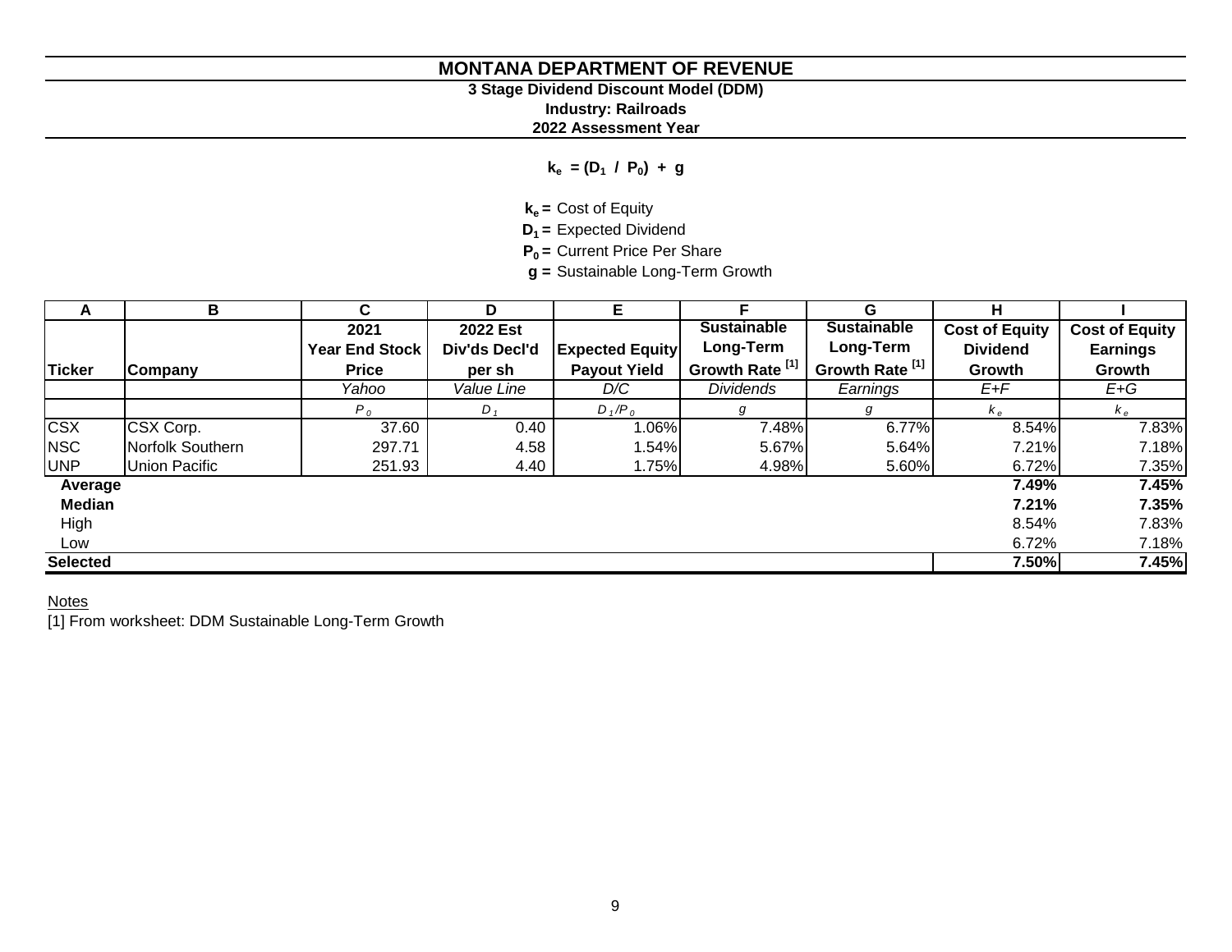# MONTANA DEPARTMENT OF REVENUE

**3 Stage Dividend Discount Model (DDM)**

**Industry: Railroads**

**2022 Assessment Year**

$$k_e = (D_1 \ / \ P_0) + g$$

**$k_e$ =** Cost of Equity
**$D_1$ =** Expected Dividend
**$P_0$ =** Current Price Per Share
**g =** Sustainable Long-Term Growth

| A | B | C | D | E | F | G | H | I |
|---|---|---|---|---|---|---|---|---|
| **Ticker** | **Company** | **2021 Year End Stock Price** | **2022 Est Div'ds Decl'd per sh** | **Expected Equity Payout Yield** | **Sustainable Long-Term Growth Rate [1]** | **Sustainable Long-Term Growth Rate [1]** | **Cost of Equity Dividend Growth** | **Cost of Equity Earnings Growth** |
| | | *Yahoo* | *Value Line* | *D/C* | *Dividends* | *Earnings* | *E+F* | *E+G* |
| | | $P_0$ | $D_1$ | $D_1/P_0$ | $g$ | $g$ | $k_e$ | $k_e$ |
| CSX | CSX Corp. | 37.60 | 0.40 | 1.06% | 7.48% | 6.77% | 8.54% | 7.83% |
| NSC | Norfolk Southern | 297.71 | 4.58 | 1.54% | 5.67% | 5.64% | 7.21% | 7.18% |
| UNP | Union Pacific | 251.93 | 4.40 | 1.75% | 4.98% | 5.60% | 6.72% | 7.35% |
| **Average** | | | | | | | **7.49%** | **7.45%** |
| **Median** | | | | | | | **7.21%** | **7.35%** |
| High | | | | | | | 8.54% | 7.83% |
| Low | | | | | | | 6.72% | 7.18% |
| **Selected** | | | | | | | **7.50%** | **7.45%** |

Notes

[1] From worksheet: DDM Sustainable Long-Term Growth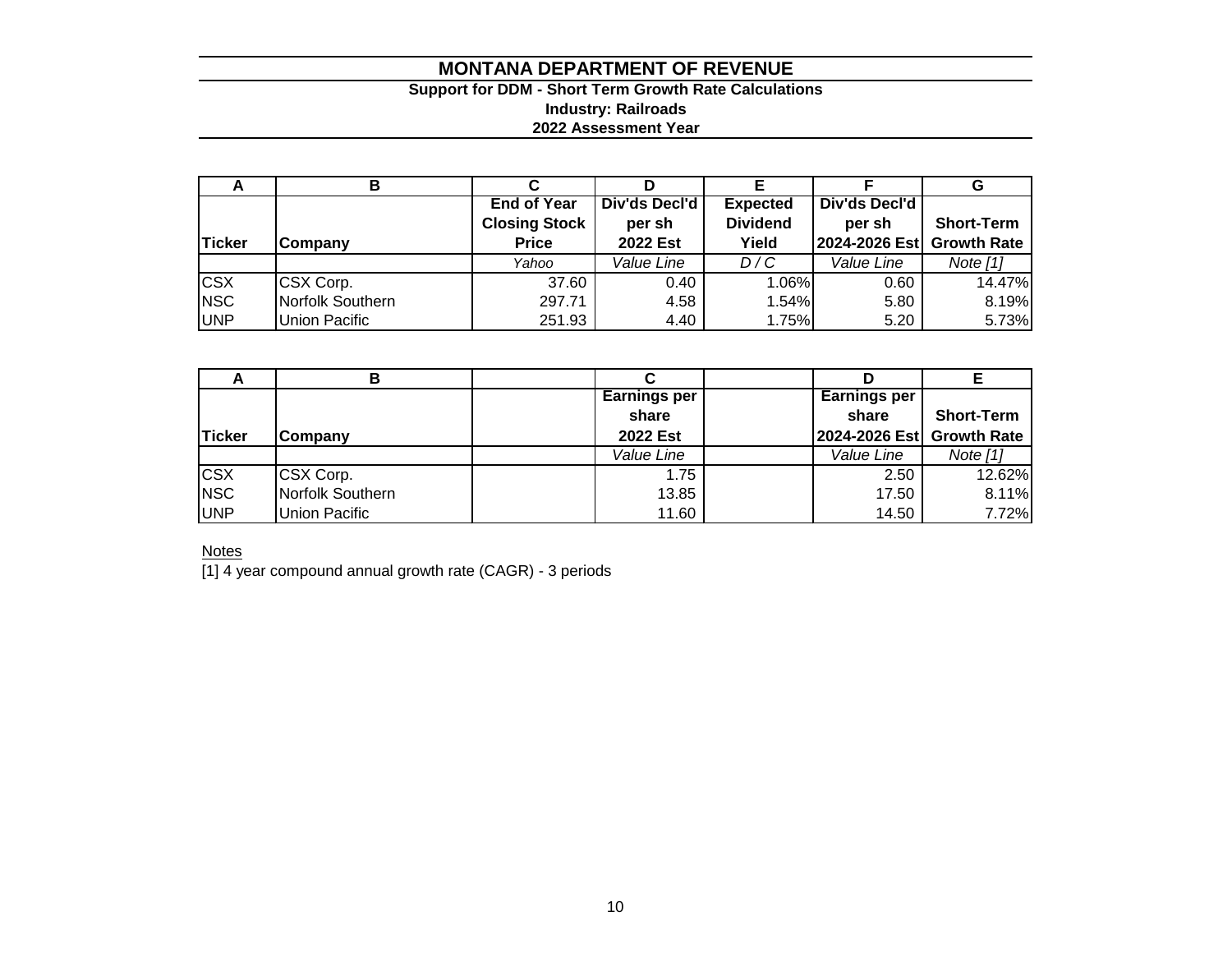# MONTANA DEPARTMENT OF REVENUE

**Support for DDM - Short Term Growth Rate Calculations**

**Industry: Railroads**

**2022 Assessment Year**

| A | B | C | D | E | F | G |
|---|---|---|---|---|---|---|
| **Ticker** | **Company** | **End of Year Closing Stock Price** | **Div'ds Decl'd per sh 2022 Est** | **Expected Dividend Yield** | **Div'ds Decl'd per sh 2024-2026 Est** | **Short-Term Growth Rate** |
| | | *Yahoo* | *Value Line* | *D / C* | *Value Line* | *Note [1]* |
| CSX | CSX Corp. | 37.60 | 0.40 | 1.06% | 0.60 | 14.47% |
| NSC | Norfolk Southern | 297.71 | 4.58 | 1.54% | 5.80 | 8.19% |
| UNP | Union Pacific | 251.93 | 4.40 | 1.75% | 5.20 | 5.73% |

| A | B | | C | | D | E |
|---|---|---|---|---|---|---|
| **Ticker** | **Company** | | **Earnings per share 2022 Est** | | **Earnings per share 2024-2026 Est** | **Short-Term Growth Rate** |
| | | | *Value Line* | | *Value Line* | *Note [1]* |
| CSX | CSX Corp. | | 1.75 | | 2.50 | 12.62% |
| NSC | Norfolk Southern | | 13.85 | | 17.50 | 8.11% |
| UNP | Union Pacific | | 11.60 | | 14.50 | 7.72% |

Notes

[1] 4 year compound annual growth rate (CAGR) - 3 periods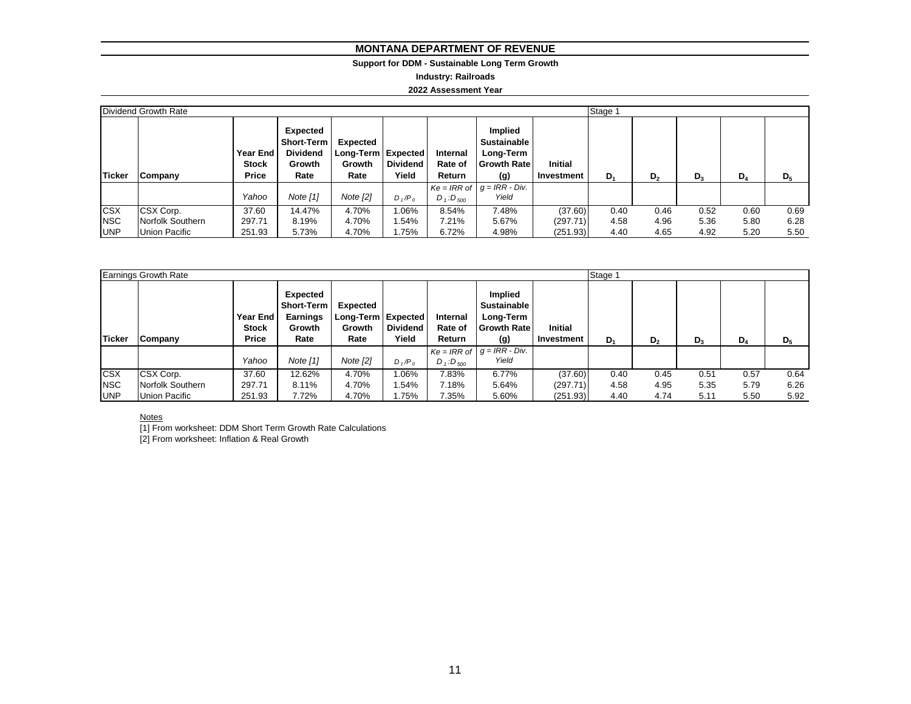# MONTANA DEPARTMENT OF REVENUE

**Support for DDM - Sustainable Long Term Growth**

**Industry: Railroads**

**2022 Assessment Year**

| Dividend Growth Rate | | | | | | | | | Stage 1 | | | | |
|---|---|---|---|---|---|---|---|---|---|---|---|---|---|
| **Ticker** | **Company** | **Year End Stock Price** | **Expected Short-Term Dividend Growth Rate** | **Expected Long-Term Growth Rate** | **Expected Dividend Yield** | **Internal Rate of Return** | **Implied Sustainable Long-Term Growth Rate (g)** | **Initial Investment** | **$D_1$** | **$D_2$** | **$D_3$** | **$D_4$** | **$D_5$** |
| | | *Yahoo* | *Note [1]* | *Note [2]* | *$D_1/P_0$* | *Ke = IRR of $D_1$:$D_{500}$* | *g = IRR - Div. Yield* | | | | | | |
| CSX | CSX Corp. | 37.60 | 14.47% | 4.70% | 1.06% | 8.54% | 7.48% | (37.60) | 0.40 | 0.46 | 0.52 | 0.60 | 0.69 |
| NSC | Norfolk Southern | 297.71 | 8.19% | 4.70% | 1.54% | 7.21% | 5.67% | (297.71) | 4.58 | 4.96 | 5.36 | 5.80 | 6.28 |
| UNP | Union Pacific | 251.93 | 5.73% | 4.70% | 1.75% | 6.72% | 4.98% | (251.93) | 4.40 | 4.65 | 4.92 | 5.20 | 5.50 |

| Earnings Growth Rate | | | | | | | | | Stage 1 | | | | |
|---|---|---|---|---|---|---|---|---|---|---|---|---|---|
| **Ticker** | **Company** | **Year End Stock Price** | **Expected Short-Term Earnings Growth Rate** | **Expected Long-Term Growth Rate** | **Expected Dividend Yield** | **Internal Rate of Return** | **Implied Sustainable Long-Term Growth Rate (g)** | **Initial Investment** | **$D_1$** | **$D_2$** | **$D_3$** | **$D_4$** | **$D_5$** |
| | | *Yahoo* | *Note [1]* | *Note [2]* | *$D_1/P_0$* | *Ke = IRR of $D_1$:$D_{500}$* | *g = IRR - Div. Yield* | | | | | | |
| CSX | CSX Corp. | 37.60 | 12.62% | 4.70% | 1.06% | 7.83% | 6.77% | (37.60) | 0.40 | 0.45 | 0.51 | 0.57 | 0.64 |
| NSC | Norfolk Southern | 297.71 | 8.11% | 4.70% | 1.54% | 7.18% | 5.64% | (297.71) | 4.58 | 4.95 | 5.35 | 5.79 | 6.26 |
| UNP | Union Pacific | 251.93 | 7.72% | 4.70% | 1.75% | 7.35% | 5.60% | (251.93) | 4.40 | 4.74 | 5.11 | 5.50 | 5.92 |

Notes

[1] From worksheet: DDM Short Term Growth Rate Calculations

[2] From worksheet: Inflation & Real Growth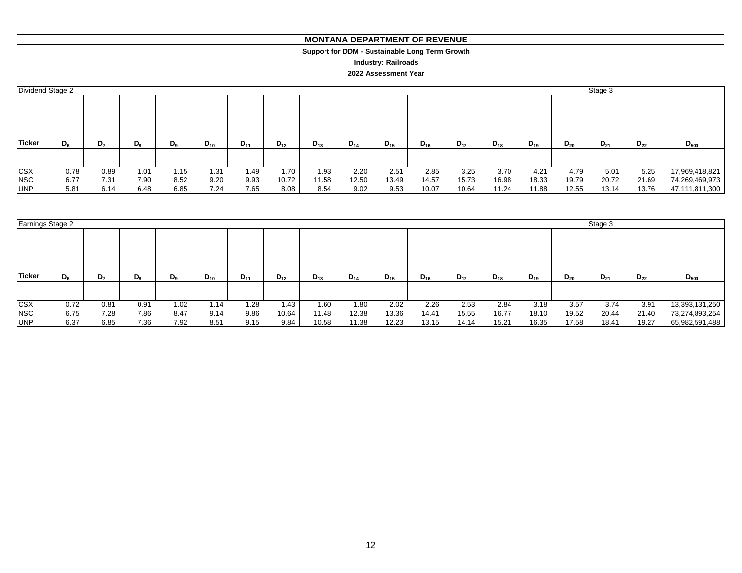# MONTANA DEPARTMENT OF REVENUE

**Support for DDM - Sustainable Long Term Growth**

**Industry: Railroads**

**2022 Assessment Year**

| Dividend | Stage 2 | | | | | | | | | | | | | | | Stage 3 | | |
|---|---|---|---|---|---|---|---|---|---|---|---|---|---|---|---|---|---|---|
| **Ticker** | **$D_6$** | **$D_7$** | **$D_8$** | **$D_9$** | **$D_{10}$** | **$D_{11}$** | **$D_{12}$** | **$D_{13}$** | **$D_{14}$** | **$D_{15}$** | **$D_{16}$** | **$D_{17}$** | **$D_{18}$** | **$D_{19}$** | **$D_{20}$** | **$D_{21}$** | **$D_{22}$** | **$D_{500}$** |
| CSX | 0.78 | 0.89 | 1.01 | 1.15 | 1.31 | 1.49 | 1.70 | 1.93 | 2.20 | 2.51 | 2.85 | 3.25 | 3.70 | 4.21 | 4.79 | 5.01 | 5.25 | 17,969,418,821 |
| NSC | 6.77 | 7.31 | 7.90 | 8.52 | 9.20 | 9.93 | 10.72 | 11.58 | 12.50 | 13.49 | 14.57 | 15.73 | 16.98 | 18.33 | 19.79 | 20.72 | 21.69 | 74,269,469,973 |
| UNP | 5.81 | 6.14 | 6.48 | 6.85 | 7.24 | 7.65 | 8.08 | 8.54 | 9.02 | 9.53 | 10.07 | 10.64 | 11.24 | 11.88 | 12.55 | 13.14 | 13.76 | 47,111,811,300 |

| Earnings | Stage 2 | | | | | | | | | | | | | | | Stage 3 | | |
|---|---|---|---|---|---|---|---|---|---|---|---|---|---|---|---|---|---|---|
| **Ticker** | **$D_6$** | **$D_7$** | **$D_8$** | **$D_9$** | **$D_{10}$** | **$D_{11}$** | **$D_{12}$** | **$D_{13}$** | **$D_{14}$** | **$D_{15}$** | **$D_{16}$** | **$D_{17}$** | **$D_{18}$** | **$D_{19}$** | **$D_{20}$** | **$D_{21}$** | **$D_{22}$** | **$D_{500}$** |
| CSX | 0.72 | 0.81 | 0.91 | 1.02 | 1.14 | 1.28 | 1.43 | 1.60 | 1.80 | 2.02 | 2.26 | 2.53 | 2.84 | 3.18 | 3.57 | 3.74 | 3.91 | 13,393,131,250 |
| NSC | 6.75 | 7.28 | 7.86 | 8.47 | 9.14 | 9.86 | 10.64 | 11.48 | 12.38 | 13.36 | 14.41 | 15.55 | 16.77 | 18.10 | 19.52 | 20.44 | 21.40 | 73,274,893,254 |
| UNP | 6.37 | 6.85 | 7.36 | 7.92 | 8.51 | 9.15 | 9.84 | 10.58 | 11.38 | 12.23 | 13.15 | 14.14 | 15.21 | 16.35 | 17.58 | 18.41 | 19.27 | 65,982,591,488 |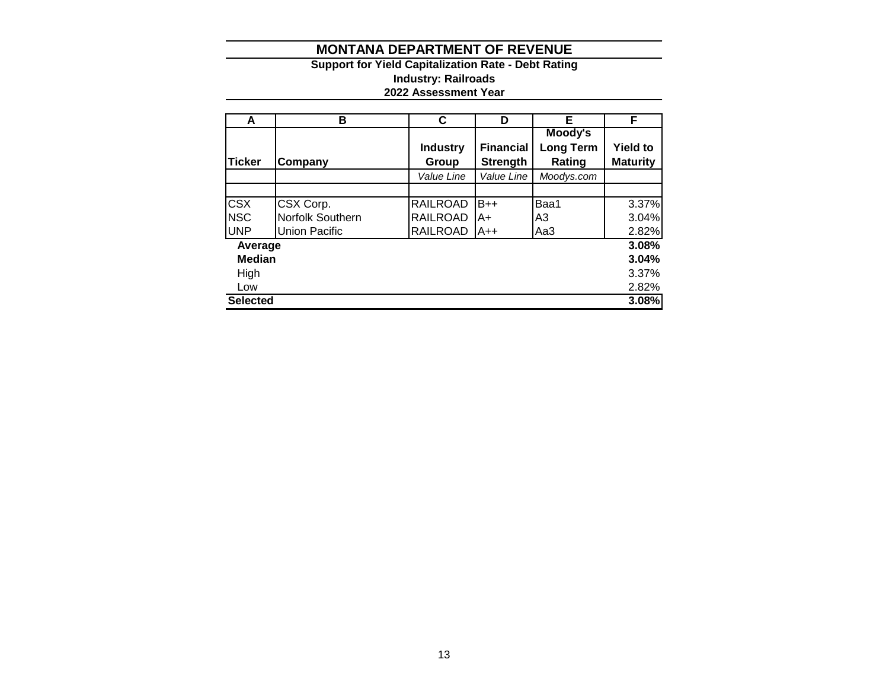# MONTANA DEPARTMENT OF REVENUE

**Support for Yield Capitalization Rate - Debt Rating**
**Industry: Railroads**
**2022 Assessment Year**

| A | B | C | D | E | F |
|---|---|---|---|---|---|
| **Ticker** | **Company** | **Industry Group** | **Financial Strength** | **Moody's Long Term Rating** | **Yield to Maturity** |
| | | *Value Line* | *Value Line* | *Moodys.com* | |
| | | | | | |
| CSX | CSX Corp. | RAILROAD | B++ | Baa1 | 3.37% |
| NSC | Norfolk Southern | RAILROAD | A+ | A3 | 3.04% |
| UNP | Union Pacific | RAILROAD | A++ | Aa3 | 2.82% |
| **Average** | | | | | **3.08%** |
| **Median** | | | | | **3.04%** |
| High | | | | | 3.37% |
| Low | | | | | 2.82% |
| **Selected** | | | | | **3.08%** |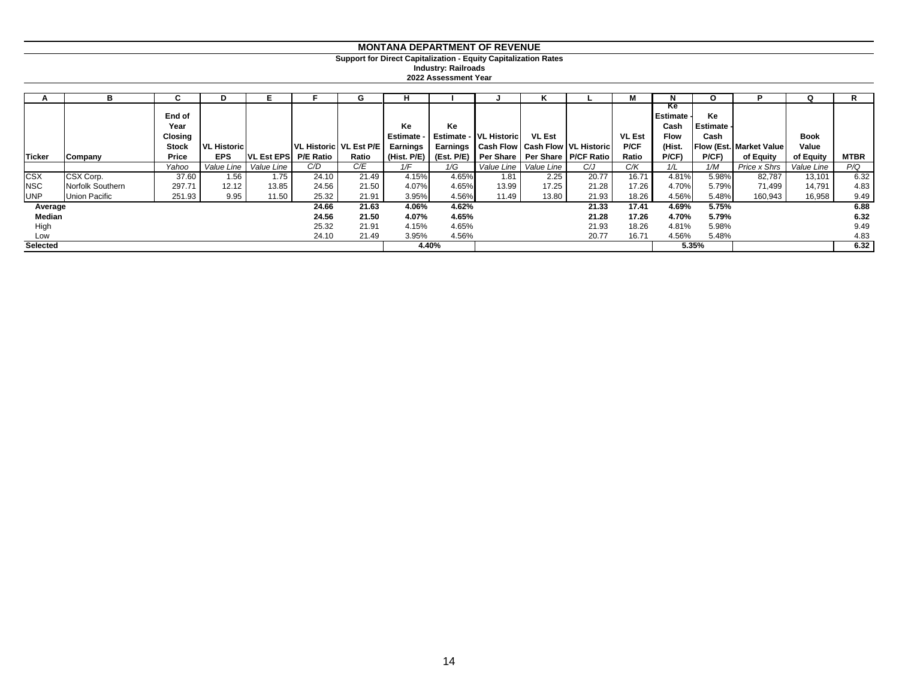# MONTANA DEPARTMENT OF REVENUE

**Support for Direct Capitalization - Equity Capitalization Rates**

**Industry: Railroads**

**2022 Assessment Year**

| A | B | C | D | E | F | G | H | I | J | K | L | M | N | O | P | Q | R |
|---|---|---|---|---|---|---|---|---|---|---|---|---|---|---|---|---|---|
| **Ticker** | **Company** | **End of Year Closing Stock Price** | **VL Historic EPS** | **VL Est EPS** | **VL Historic P/E Ratio** | **VL Est P/E Ratio** | **Ke Estimate - Earnings (Hist. P/E)** | **Ke Estimate - Earnings (Est. P/E)** | **VL Historic Cash Flow Per Share** | **VL Est Cash Flow Per Share** | **VL Historic P/CF Ratio** | **VL Est P/CF Ratio** | **Ke Estimate - Cash Flow (Hist. P/CF)** | **Ke Estimate - Cash Flow (Est. P/CF)** | **Market Value of Equity** | **Book Value of Equity** | **MTBR** |
| | | *Yahoo* | *Value Line* | *Value Line* | *C/D* | *C/E* | *1/F* | *1/G* | *Value Line* | *Value Line* | *C/J* | *C/K* | *1/L* | *1/M* | *Price x Shrs* | *Value Line* | *P/Q* |
| CSX | CSX Corp. | 37.60 | 1.56 | 1.75 | 24.10 | 21.49 | 4.15% | 4.65% | 1.81 | 2.25 | 20.77 | 16.71 | 4.81% | 5.98% | 82,787 | 13,101 | 6.32 |
| NSC | Norfolk Southern | 297.71 | 12.12 | 13.85 | 24.56 | 21.50 | 4.07% | 4.65% | 13.99 | 17.25 | 21.28 | 17.26 | 4.70% | 5.79% | 71,499 | 14,791 | 4.83 |
| UNP | Union Pacific | 251.93 | 9.95 | 11.50 | 25.32 | 21.91 | 3.95% | 4.56% | 11.49 | 13.80 | 21.93 | 18.26 | 4.56% | 5.48% | 160,943 | 16,958 | 9.49 |
| **Average** | | | | | **24.66** | **21.63** | **4.06%** | **4.62%** | | | **21.33** | **17.41** | **4.69%** | **5.75%** | | | **6.88** |
| **Median** | | | | | **24.56** | **21.50** | **4.07%** | **4.65%** | | | **21.28** | **17.26** | **4.70%** | **5.79%** | | | **6.32** |
| High | | | | | 25.32 | 21.91 | 4.15% | 4.65% | | | 21.93 | 18.26 | 4.81% | 5.98% | | | 9.49 |
| Low | | | | | 24.10 | 21.49 | 3.95% | 4.56% | | | 20.77 | 16.71 | 4.56% | 5.48% | | | 4.83 |
| **Selected** | | | | | | | **4.40%** | | | | | | **5.35%** | | | | **6.32** |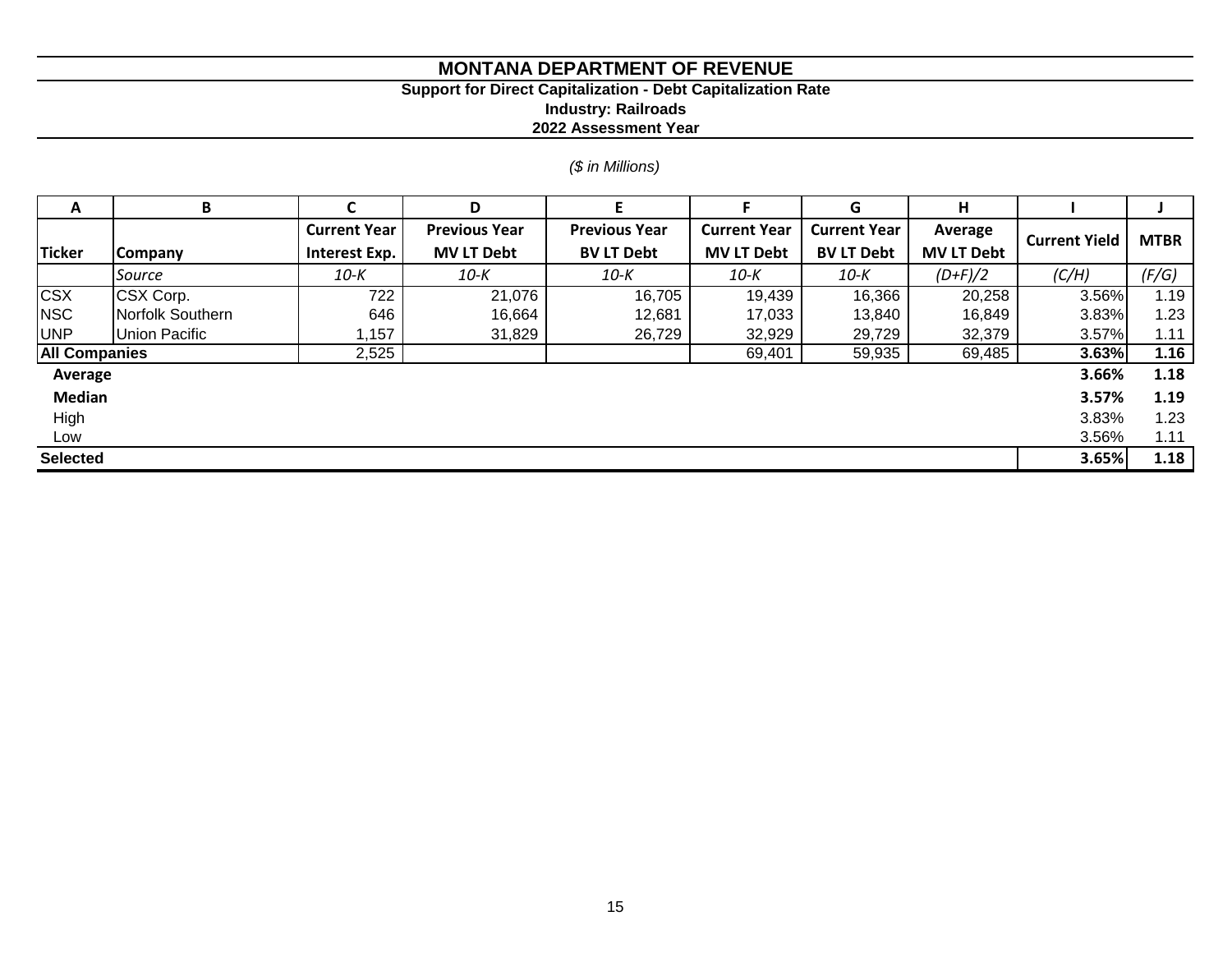# MONTANA DEPARTMENT OF REVENUE

**Support for Direct Capitalization - Debt Capitalization Rate**

**Industry: Railroads**

**2022 Assessment Year**

*($ in Millions)*

| A | B | C | D | E | F | G | H | I | J |
|---|---|---|---|---|---|---|---|---|---|
| **Ticker** | **Company** | **Current Year Interest Exp.** | **Previous Year MV LT Debt** | **Previous Year BV LT Debt** | **Current Year MV LT Debt** | **Current Year BV LT Debt** | **Average MV LT Debt** | **Current Yield** | **MTBR** |
| | *Source* | *10-K* | *10-K* | *10-K* | *10-K* | *10-K* | *(D+F)/2* | *(C/H)* | *(F/G)* |
| CSX | CSX Corp. | 722 | 21,076 | 16,705 | 19,439 | 16,366 | 20,258 | 3.56% | 1.19 |
| NSC | Norfolk Southern | 646 | 16,664 | 12,681 | 17,033 | 13,840 | 16,849 | 3.83% | 1.23 |
| UNP | Union Pacific | 1,157 | 31,829 | 26,729 | 32,929 | 29,729 | 32,379 | 3.57% | 1.11 |
| **All Companies** | | 2,525 | | | 69,401 | 59,935 | 69,485 | **3.63%** | **1.16** |
| **Average** | | | | | | | | **3.66%** | **1.18** |
| **Median** | | | | | | | | **3.57%** | **1.19** |
| High | | | | | | | | 3.83% | 1.23 |
| Low | | | | | | | | 3.56% | 1.11 |
| **Selected** | | | | | | | | **3.65%** | **1.18** |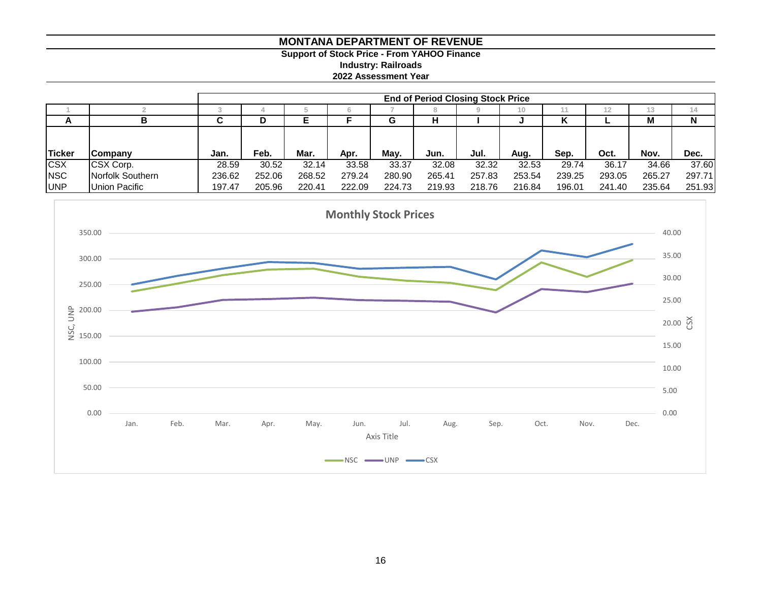# MONTANA DEPARTMENT OF REVENUE

**Support of Stock Price - From YAHOO Finance**

**Industry: Railroads**

**2022 Assessment Year**

| | | End of Period Closing Stock Price | | | | | | | | | | | |
|---|---|---|---|---|---|---|---|---|---|---|---|---|---|
| 1 | 2 | 3 | 4 | 5 | 6 | 7 | 8 | 9 | 10 | 11 | 12 | 13 | 14 |
| A | B | C | D | E | F | G | H | I | J | K | L | M | N |
| **Ticker** | **Company** | **Jan.** | **Feb.** | **Mar.** | **Apr.** | **May.** | **Jun.** | **Jul.** | **Aug.** | **Sep.** | **Oct.** | **Nov.** | **Dec.** |
| CSX | CSX Corp. | 28.59 | 30.52 | 32.14 | 33.58 | 33.37 | 32.08 | 32.32 | 32.53 | 29.74 | 36.17 | 34.66 | 37.60 |
| NSC | Norfolk Southern | 236.62 | 252.06 | 268.52 | 279.24 | 280.90 | 265.41 | 257.83 | 253.54 | 239.25 | 293.05 | 265.27 | 297.71 |
| UNP | Union Pacific | 197.47 | 205.96 | 220.41 | 222.09 | 224.73 | 219.93 | 218.76 | 216.84 | 196.01 | 241.40 | 235.64 | 251.93 |

**Monthly Stock Prices**

Left axis: NSC, UNP (0.00–350.00); Right axis: CSX (0.00–40.00); X axis: Axis Title (Jan. – Dec.)

Legend: NSC, UNP, CSX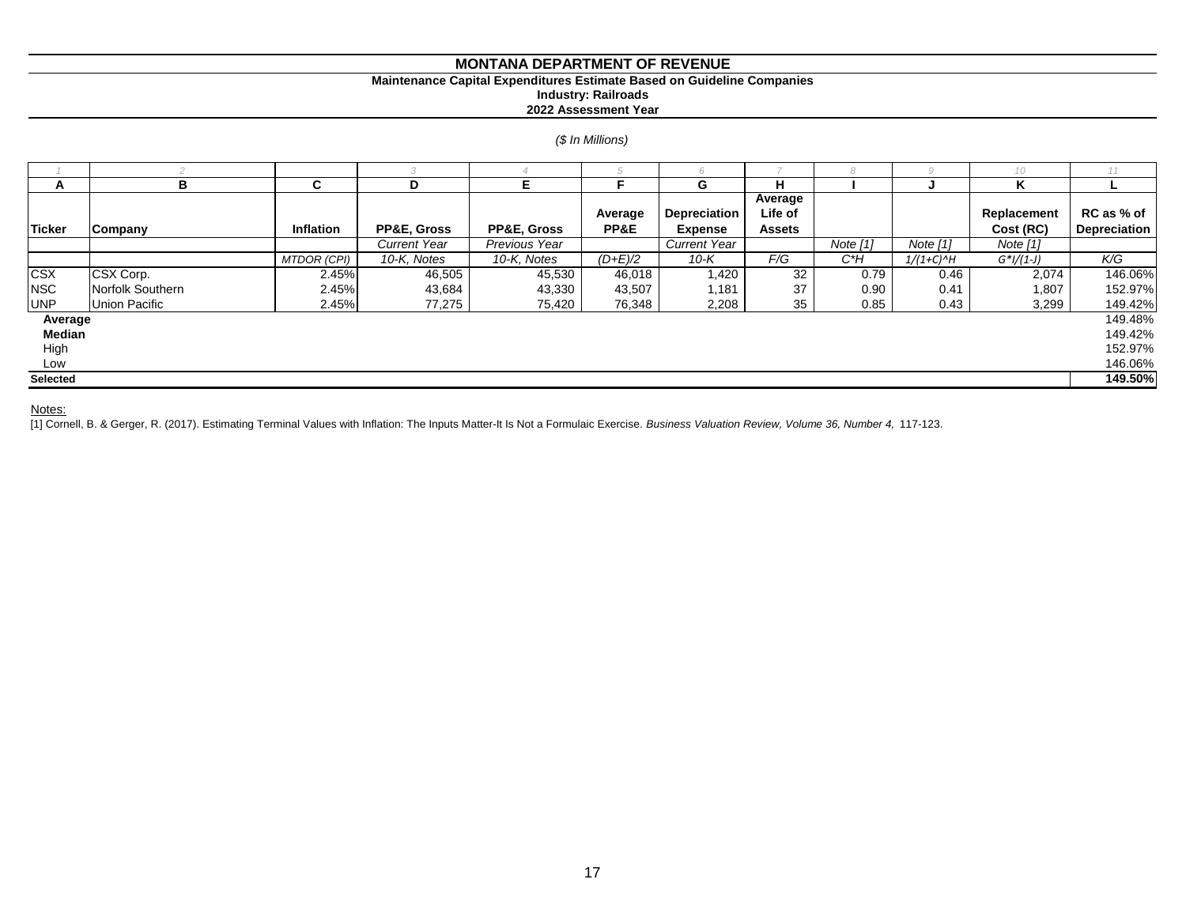# MONTANA DEPARTMENT OF REVENUE

**Maintenance Capital Expenditures Estimate Based on Guideline Companies**
**Industry: Railroads**
**2022 Assessment Year**

*($ In Millions)*

| *1* | *2* | | *3* | *4* | *5* | *6* | *7* | *8* | *9* | *10* | *11* |
|---|---|---|---|---|---|---|---|---|---|---|---|
| **A** | **B** | **C** | **D** | **E** | **F** | **G** | **H** | **I** | **J** | **K** | **L** |
| **Ticker** | **Company** | **Inflation** | **PP&E, Gross** | **PP&E, Gross** | **Average PP&E** | **Depreciation Expense** | **Average Life of Assets** | | | **Replacement Cost (RC)** | **RC as % of Depreciation** |
| | | | *Current Year* | *Previous Year* | | *Current Year* | | *Note [1]* | *Note [1]* | *Note [1]* | |
| | | *MTDOR (CPI)* | *10-K, Notes* | *10-K, Notes* | *(D+E)/2* | *10-K* | *F/G* | *C*H* | *1/(1+C)^H* | *G*I/(1-J)* | *K/G* |
| CSX | CSX Corp. | 2.45% | 46,505 | 45,530 | 46,018 | 1,420 | 32 | 0.79 | 0.46 | 2,074 | 146.06% |
| NSC | Norfolk Southern | 2.45% | 43,684 | 43,330 | 43,507 | 1,181 | 37 | 0.90 | 0.41 | 1,807 | 152.97% |
| UNP | Union Pacific | 2.45% | 77,275 | 75,420 | 76,348 | 2,208 | 35 | 0.85 | 0.43 | 3,299 | 149.42% |
| **Average** | | | | | | | | | | | 149.48% |
| **Median** | | | | | | | | | | | 149.42% |
| High | | | | | | | | | | | 152.97% |
| Low | | | | | | | | | | | 146.06% |
| **Selected** | | | | | | | | | | | **149.50%** |

Notes:

[1] Cornell, B. & Gerger, R. (2017). Estimating Terminal Values with Inflation: The Inputs Matter-It Is Not a Formulaic Exercise. *Business Valuation Review, Volume 36, Number 4,* 117-123.